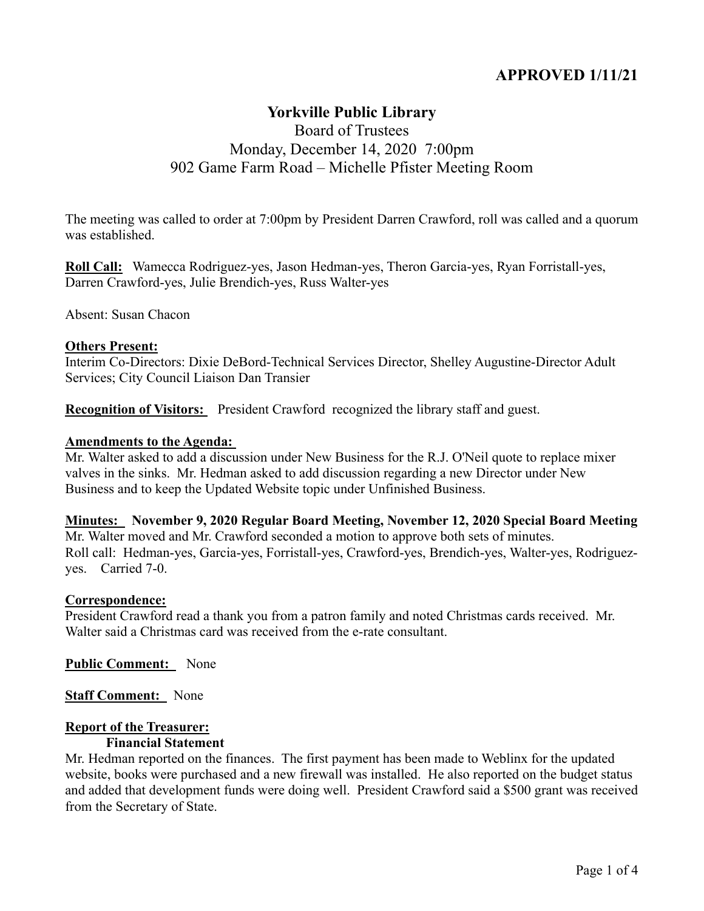**APPROVED 1/11/21**

# Yorkville Public Library

Board of Trustees
Monday, December 14, 2020 7:00pm
902 Game Farm Road – Michelle Pfister Meeting Room

The meeting was called to order at 7:00pm by President Darren Crawford, roll was called and a quorum was established.

**Roll Call:** Wamecca Rodriguez-yes, Jason Hedman-yes, Theron Garcia-yes, Ryan Forristall-yes, Darren Crawford-yes, Julie Brendich-yes, Russ Walter-yes

Absent: Susan Chacon

**Others Present:**
Interim Co-Directors: Dixie DeBord-Technical Services Director, Shelley Augustine-Director Adult Services; City Council Liaison Dan Transier

**Recognition of Visitors:** President Crawford recognized the library staff and guest.

**Amendments to the Agenda:**
Mr. Walter asked to add a discussion under New Business for the R.J. O'Neil quote to replace mixer valves in the sinks. Mr. Hedman asked to add discussion regarding a new Director under New Business and to keep the Updated Website topic under Unfinished Business.

**Minutes: November 9, 2020 Regular Board Meeting, November 12, 2020 Special Board Meeting**
Mr. Walter moved and Mr. Crawford seconded a motion to approve both sets of minutes.
Roll call: Hedman-yes, Garcia-yes, Forristall-yes, Crawford-yes, Brendich-yes, Walter-yes, Rodriguez-yes. Carried 7-0.

**Correspondence:**
President Crawford read a thank you from a patron family and noted Christmas cards received. Mr. Walter said a Christmas card was received from the e-rate consultant.

**Public Comment:** None

**Staff Comment:** None

**Report of the Treasurer:**

**Financial Statement**

Mr. Hedman reported on the finances. The first payment has been made to Weblinx for the updated website, books were purchased and a new firewall was installed. He also reported on the budget status and added that development funds were doing well. President Crawford said a $500 grant was received from the Secretary of State.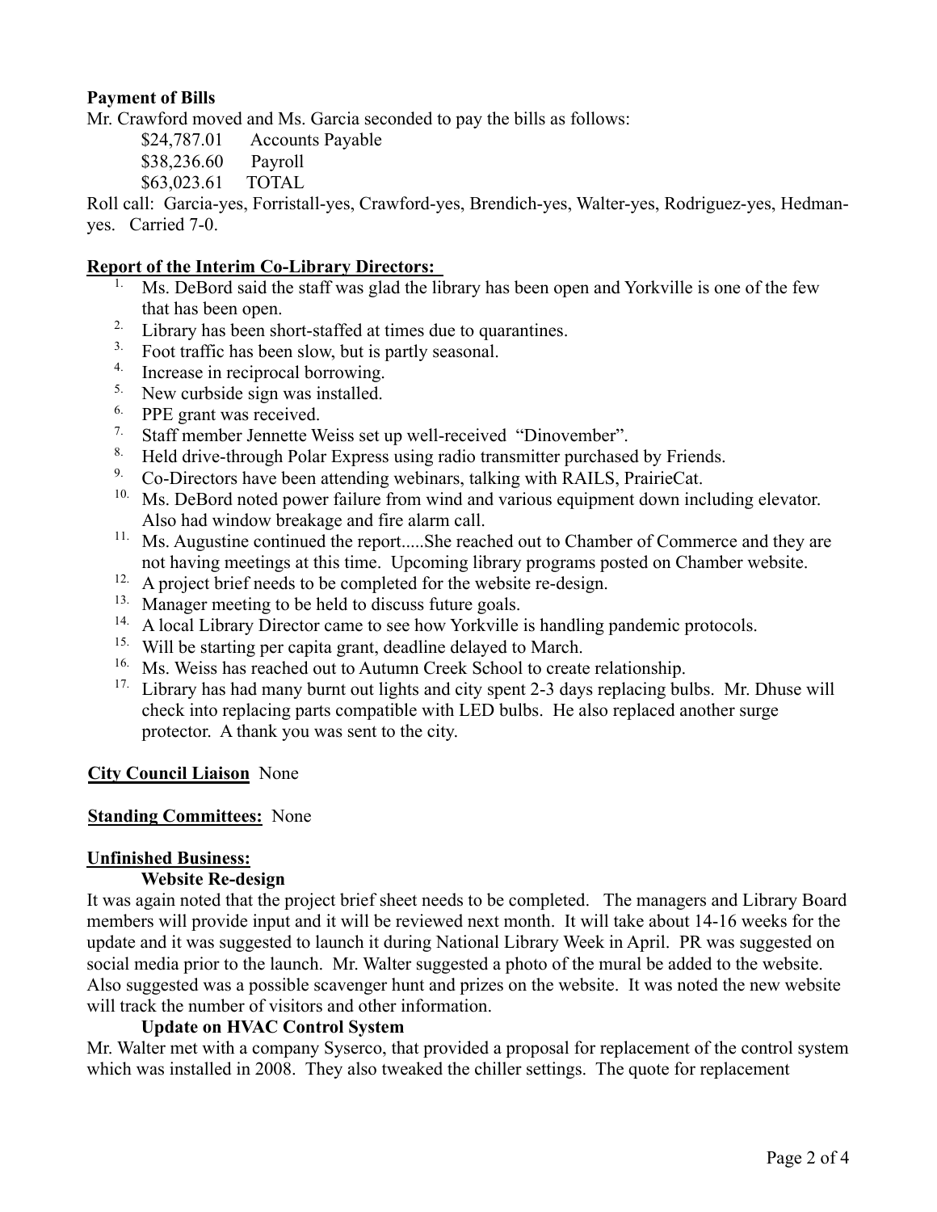**Payment of Bills**

Mr. Crawford moved and Ms. Garcia seconded to pay the bills as follows:

$24,787.01 Accounts Payable
$38,236.60 Payroll
$63,023.61 TOTAL

Roll call: Garcia-yes, Forristall-yes, Crawford-yes, Brendich-yes, Walter-yes, Rodriguez-yes, Hedman-yes. Carried 7-0.

**Report of the Interim Co-Library Directors:**

1. Ms. DeBord said the staff was glad the library has been open and Yorkville is one of the few that has been open.
2. Library has been short-staffed at times due to quarantines.
3. Foot traffic has been slow, but is partly seasonal.
4. Increase in reciprocal borrowing.
5. New curbside sign was installed.
6. PPE grant was received.
7. Staff member Jennette Weiss set up well-received "Dinovember".
8. Held drive-through Polar Express using radio transmitter purchased by Friends.
9. Co-Directors have been attending webinars, talking with RAILS, PrairieCat.
10. Ms. DeBord noted power failure from wind and various equipment down including elevator. Also had window breakage and fire alarm call.
11. Ms. Augustine continued the report.....She reached out to Chamber of Commerce and they are not having meetings at this time. Upcoming library programs posted on Chamber website.
12. A project brief needs to be completed for the website re-design.
13. Manager meeting to be held to discuss future goals.
14. A local Library Director came to see how Yorkville is handling pandemic protocols.
15. Will be starting per capita grant, deadline delayed to March.
16. Ms. Weiss has reached out to Autumn Creek School to create relationship.
17. Library has had many burnt out lights and city spent 2-3 days replacing bulbs. Mr. Dhuse will check into replacing parts compatible with LED bulbs. He also replaced another surge protector. A thank you was sent to the city.

**City Council Liaison** None

**Standing Committees:** None

**Unfinished Business:**

**Website Re-design**

It was again noted that the project brief sheet needs to be completed. The managers and Library Board members will provide input and it will be reviewed next month. It will take about 14-16 weeks for the update and it was suggested to launch it during National Library Week in April. PR was suggested on social media prior to the launch. Mr. Walter suggested a photo of the mural be added to the website. Also suggested was a possible scavenger hunt and prizes on the website. It was noted the new website will track the number of visitors and other information.

**Update on HVAC Control System**

Mr. Walter met with a company Syserco, that provided a proposal for replacement of the control system which was installed in 2008. They also tweaked the chiller settings. The quote for replacement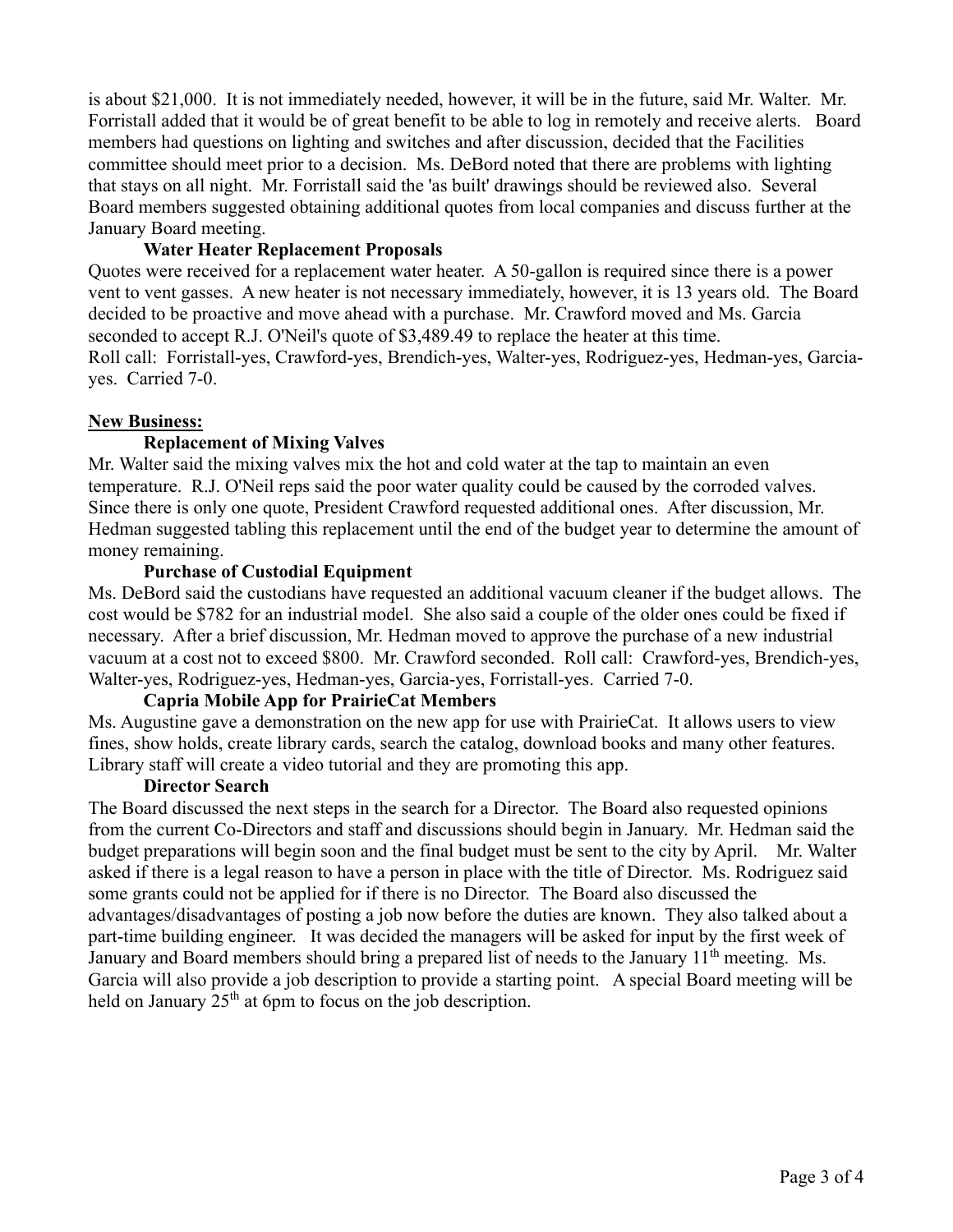is about $21,000. It is not immediately needed, however, it will be in the future, said Mr. Walter. Mr. Forristall added that it would be of great benefit to be able to log in remotely and receive alerts. Board members had questions on lighting and switches and after discussion, decided that the Facilities committee should meet prior to a decision. Ms. DeBord noted that there are problems with lighting that stays on all night. Mr. Forristall said the 'as built' drawings should be reviewed also. Several Board members suggested obtaining additional quotes from local companies and discuss further at the January Board meeting.

**Water Heater Replacement Proposals**

Quotes were received for a replacement water heater. A 50-gallon is required since there is a power vent to vent gasses. A new heater is not necessary immediately, however, it is 13 years old. The Board decided to be proactive and move ahead with a purchase. Mr. Crawford moved and Ms. Garcia seconded to accept R.J. O'Neil's quote of $3,489.49 to replace the heater at this time.
Roll call: Forristall-yes, Crawford-yes, Brendich-yes, Walter-yes, Rodriguez-yes, Hedman-yes, Garcia-yes. Carried 7-0.

## New Business:

**Replacement of Mixing Valves**

Mr. Walter said the mixing valves mix the hot and cold water at the tap to maintain an even temperature. R.J. O'Neil reps said the poor water quality could be caused by the corroded valves. Since there is only one quote, President Crawford requested additional ones. After discussion, Mr. Hedman suggested tabling this replacement until the end of the budget year to determine the amount of money remaining.

**Purchase of Custodial Equipment**

Ms. DeBord said the custodians have requested an additional vacuum cleaner if the budget allows. The cost would be $782 for an industrial model. She also said a couple of the older ones could be fixed if necessary. After a brief discussion, Mr. Hedman moved to approve the purchase of a new industrial vacuum at a cost not to exceed $800. Mr. Crawford seconded. Roll call: Crawford-yes, Brendich-yes, Walter-yes, Rodriguez-yes, Hedman-yes, Garcia-yes, Forristall-yes. Carried 7-0.

**Capria Mobile App for PrairieCat Members**

Ms. Augustine gave a demonstration on the new app for use with PrairieCat. It allows users to view fines, show holds, create library cards, search the catalog, download books and many other features. Library staff will create a video tutorial and they are promoting this app.

**Director Search**

The Board discussed the next steps in the search for a Director. The Board also requested opinions from the current Co-Directors and staff and discussions should begin in January. Mr. Hedman said the budget preparations will begin soon and the final budget must be sent to the city by April. Mr. Walter asked if there is a legal reason to have a person in place with the title of Director. Ms. Rodriguez said some grants could not be applied for if there is no Director. The Board also discussed the advantages/disadvantages of posting a job now before the duties are known. They also talked about a part-time building engineer. It was decided the managers will be asked for input by the first week of January and Board members should bring a prepared list of needs to the January 11th meeting. Ms. Garcia will also provide a job description to provide a starting point. A special Board meeting will be held on January 25th at 6pm to focus on the job description.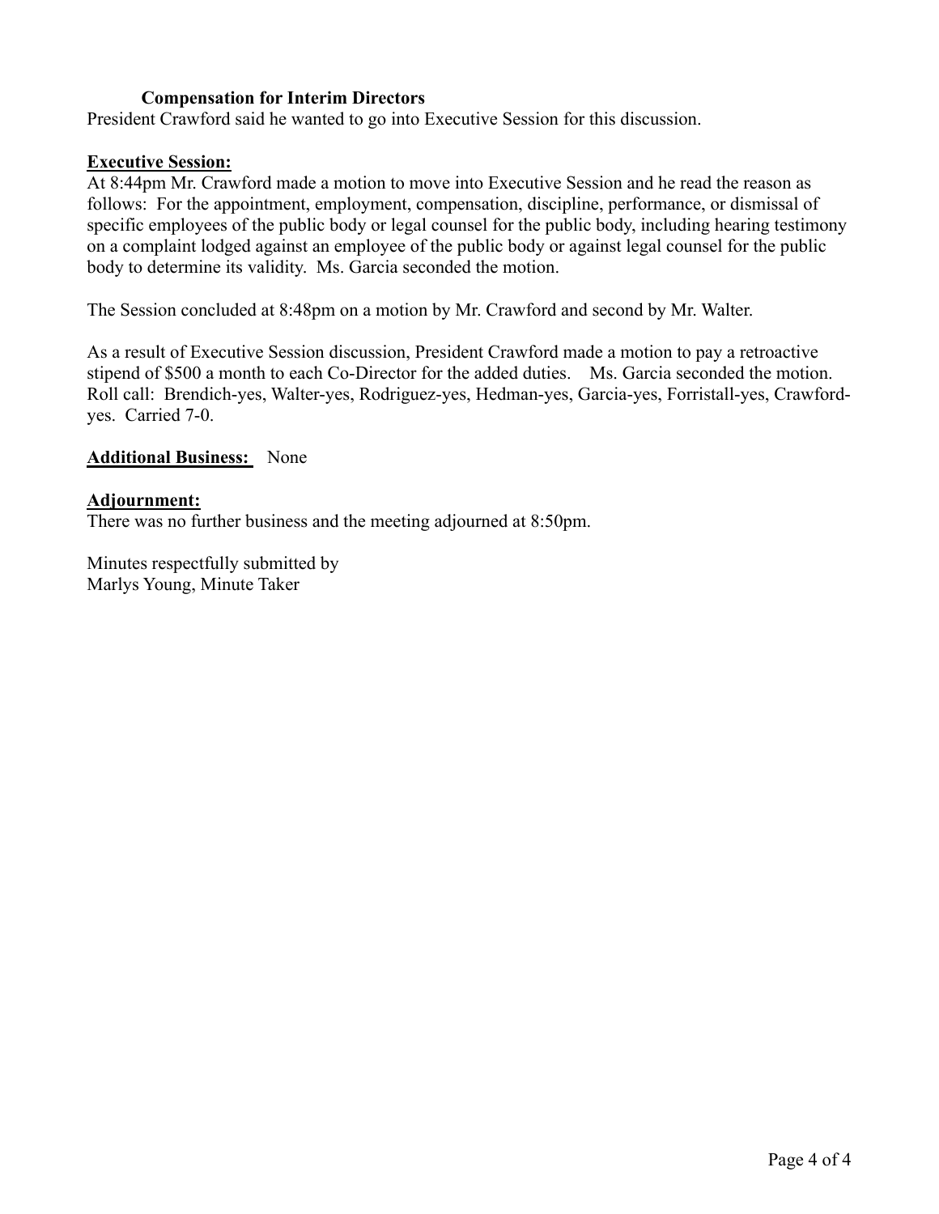**Compensation for Interim Directors**

President Crawford said he wanted to go into Executive Session for this discussion.

**Executive Session:**

At 8:44pm Mr. Crawford made a motion to move into Executive Session and he read the reason as follows: For the appointment, employment, compensation, discipline, performance, or dismissal of specific employees of the public body or legal counsel for the public body, including hearing testimony on a complaint lodged against an employee of the public body or against legal counsel for the public body to determine its validity. Ms. Garcia seconded the motion.

The Session concluded at 8:48pm on a motion by Mr. Crawford and second by Mr. Walter.

As a result of Executive Session discussion, President Crawford made a motion to pay a retroactive stipend of $500 a month to each Co-Director for the added duties. Ms. Garcia seconded the motion. Roll call: Brendich-yes, Walter-yes, Rodriguez-yes, Hedman-yes, Garcia-yes, Forristall-yes, Crawford-yes. Carried 7-0.

**Additional Business:** None

**Adjournment:**

There was no further business and the meeting adjourned at 8:50pm.

Minutes respectfully submitted by
Marlys Young, Minute Taker